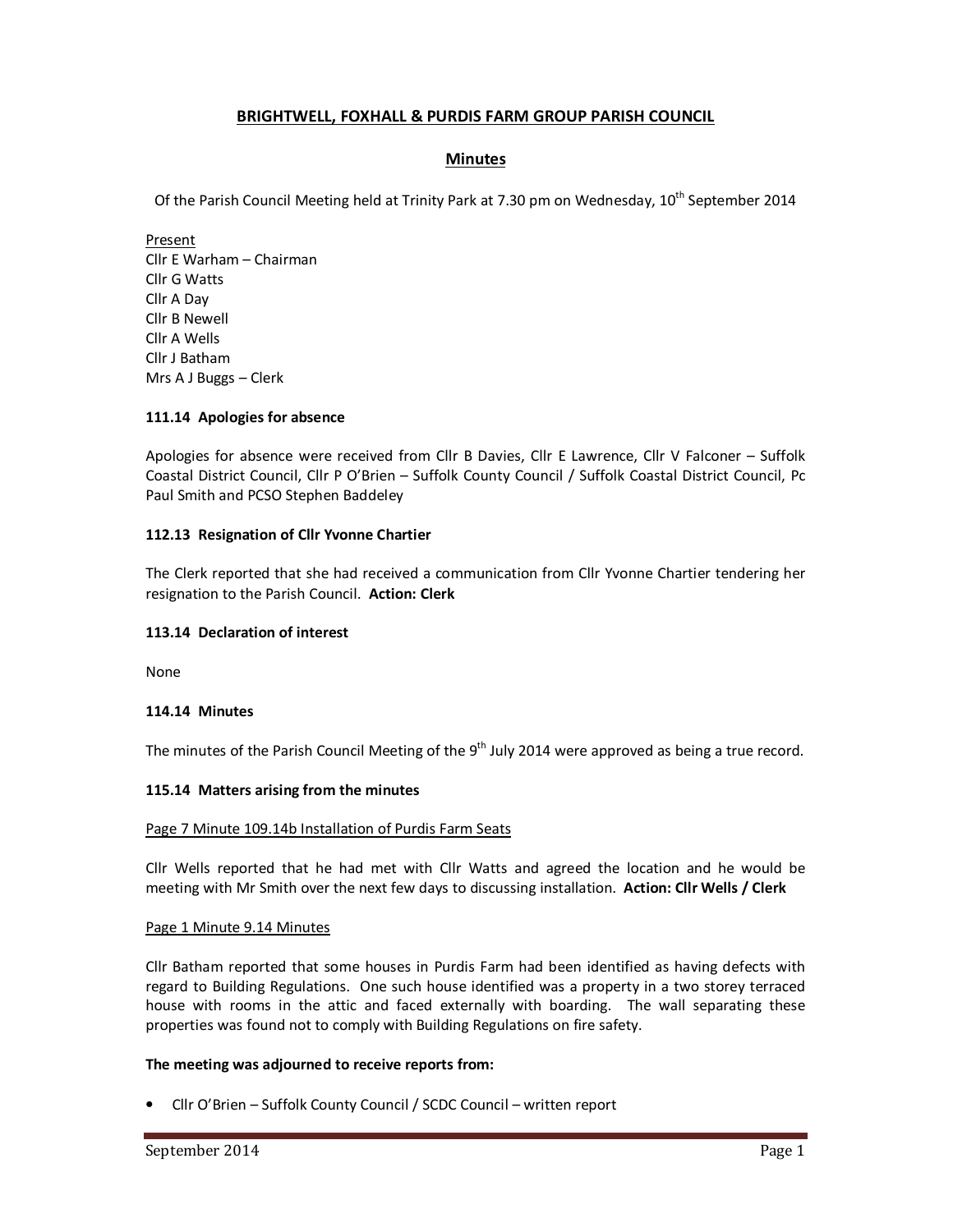# BRIGHTWELL, FOXHALL & PURDIS FARM GROUP PARISH COUNCIL

## Minutes

Of the Parish Council Meeting held at Trinity Park at 7.30 pm on Wednesday, 10th September 2014

Present
Cllr E Warham – Chairman
Cllr G Watts
Cllr A Day
Cllr B Newell
Cllr A Wells
Cllr J Batham
Mrs A J Buggs – Clerk

### 111.14 Apologies for absence

Apologies for absence were received from Cllr B Davies, Cllr E Lawrence, Cllr V Falconer – Suffolk Coastal District Council, Cllr P O'Brien – Suffolk County Council / Suffolk Coastal District Council, Pc Paul Smith and PCSO Stephen Baddeley

### 112.13 Resignation of Cllr Yvonne Chartier

The Clerk reported that she had received a communication from Cllr Yvonne Chartier tendering her resignation to the Parish Council. **Action: Clerk**

### 113.14 Declaration of interest

None

### 114.14 Minutes

The minutes of the Parish Council Meeting of the 9th July 2014 were approved as being a true record.

### 115.14 Matters arising from the minutes

Page 7 Minute 109.14b Installation of Purdis Farm Seats

Cllr Wells reported that he had met with Cllr Watts and agreed the location and he would be meeting with Mr Smith over the next few days to discussing installation. **Action: Cllr Wells / Clerk**

Page 1 Minute 9.14 Minutes

Cllr Batham reported that some houses in Purdis Farm had been identified as having defects with regard to Building Regulations. One such house identified was a property in a two storey terraced house with rooms in the attic and faced externally with boarding. The wall separating these properties was found not to comply with Building Regulations on fire safety.

**The meeting was adjourned to receive reports from:**

- Cllr O'Brien – Suffolk County Council / SCDC Council – written report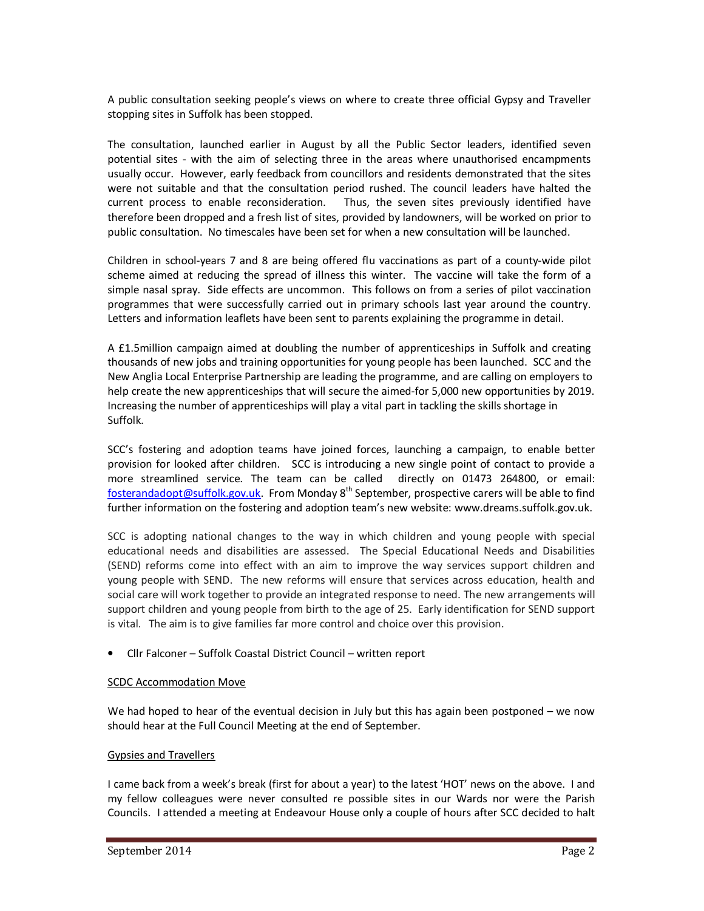A public consultation seeking people's views on where to create three official Gypsy and Traveller stopping sites in Suffolk has been stopped.

The consultation, launched earlier in August by all the Public Sector leaders, identified seven potential sites - with the aim of selecting three in the areas where unauthorised encampments usually occur. However, early feedback from councillors and residents demonstrated that the sites were not suitable and that the consultation period rushed. The council leaders have halted the current process to enable reconsideration. Thus, the seven sites previously identified have therefore been dropped and a fresh list of sites, provided by landowners, will be worked on prior to public consultation. No timescales have been set for when a new consultation will be launched.

Children in school-years 7 and 8 are being offered flu vaccinations as part of a county-wide pilot scheme aimed at reducing the spread of illness this winter. The vaccine will take the form of a simple nasal spray. Side effects are uncommon. This follows on from a series of pilot vaccination programmes that were successfully carried out in primary schools last year around the country. Letters and information leaflets have been sent to parents explaining the programme in detail.

A £1.5million campaign aimed at doubling the number of apprenticeships in Suffolk and creating thousands of new jobs and training opportunities for young people has been launched. SCC and the New Anglia Local Enterprise Partnership are leading the programme, and are calling on employers to help create the new apprenticeships that will secure the aimed-for 5,000 new opportunities by 2019. Increasing the number of apprenticeships will play a vital part in tackling the skills shortage in Suffolk.

SCC's fostering and adoption teams have joined forces, launching a campaign, to enable better provision for looked after children. SCC is introducing a new single point of contact to provide a more streamlined service. The team can be called directly on 01473 264800, or email: fosterandadopt@suffolk.gov.uk. From Monday 8th September, prospective carers will be able to find further information on the fostering and adoption team's new website: www.dreams.suffolk.gov.uk.

SCC is adopting national changes to the way in which children and young people with special educational needs and disabilities are assessed. The Special Educational Needs and Disabilities (SEND) reforms come into effect with an aim to improve the way services support children and young people with SEND. The new reforms will ensure that services across education, health and social care will work together to provide an integrated response to need. The new arrangements will support children and young people from birth to the age of 25. Early identification for SEND support is vital. The aim is to give families far more control and choice over this provision.

- Cllr Falconer – Suffolk Coastal District Council – written report

SCDC Accommodation Move

We had hoped to hear of the eventual decision in July but this has again been postponed – we now should hear at the Full Council Meeting at the end of September.

Gypsies and Travellers

I came back from a week's break (first for about a year) to the latest 'HOT' news on the above. I and my fellow colleagues were never consulted re possible sites in our Wards nor were the Parish Councils. I attended a meeting at Endeavour House only a couple of hours after SCC decided to halt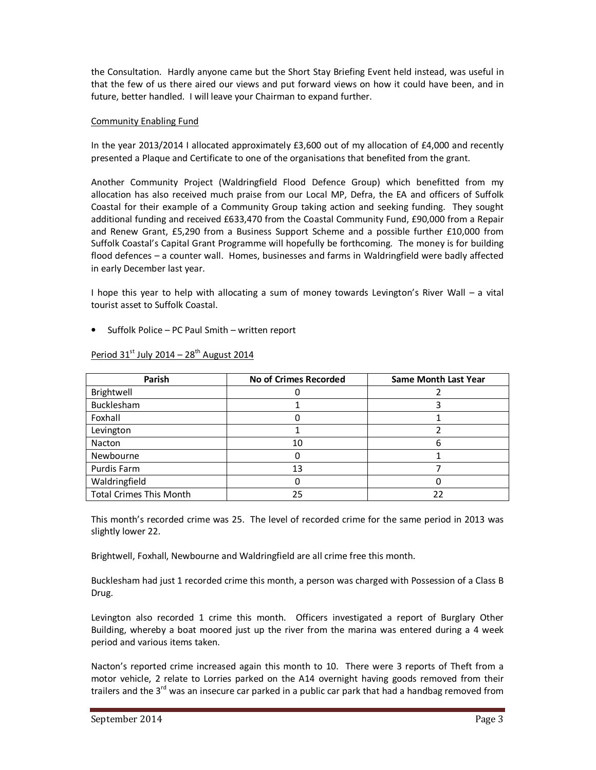the Consultation. Hardly anyone came but the Short Stay Briefing Event held instead, was useful in that the few of us there aired our views and put forward views on how it could have been, and in future, better handled. I will leave your Chairman to expand further.

Community Enabling Fund

In the year 2013/2014 I allocated approximately £3,600 out of my allocation of £4,000 and recently presented a Plaque and Certificate to one of the organisations that benefited from the grant.

Another Community Project (Waldringfield Flood Defence Group) which benefitted from my allocation has also received much praise from our Local MP, Defra, the EA and officers of Suffolk Coastal for their example of a Community Group taking action and seeking funding. They sought additional funding and received £633,470 from the Coastal Community Fund, £90,000 from a Repair and Renew Grant, £5,290 from a Business Support Scheme and a possible further £10,000 from Suffolk Coastal's Capital Grant Programme will hopefully be forthcoming. The money is for building flood defences – a counter wall. Homes, businesses and farms in Waldringfield were badly affected in early December last year.

I hope this year to help with allocating a sum of money towards Levington's River Wall – a vital tourist asset to Suffolk Coastal.

- Suffolk Police – PC Paul Smith – written report

Period 31st July 2014 – 28th August 2014

| Parish | No of Crimes Recorded | Same Month Last Year |
|---|---|---|
| Brightwell | 0 | 2 |
| Bucklesham | 1 | 3 |
| Foxhall | 0 | 1 |
| Levington | 1 | 2 |
| Nacton | 10 | 6 |
| Newbourne | 0 | 1 |
| Purdis Farm | 13 | 7 |
| Waldringfield | 0 | 0 |
| Total Crimes This Month | 25 | 22 |

This month's recorded crime was 25. The level of recorded crime for the same period in 2013 was slightly lower 22.

Brightwell, Foxhall, Newbourne and Waldringfield are all crime free this month.

Bucklesham had just 1 recorded crime this month, a person was charged with Possession of a Class B Drug.

Levington also recorded 1 crime this month. Officers investigated a report of Burglary Other Building, whereby a boat moored just up the river from the marina was entered during a 4 week period and various items taken.

Nacton's reported crime increased again this month to 10. There were 3 reports of Theft from a motor vehicle, 2 relate to Lorries parked on the A14 overnight having goods removed from their trailers and the 3rd was an insecure car parked in a public car park that had a handbag removed from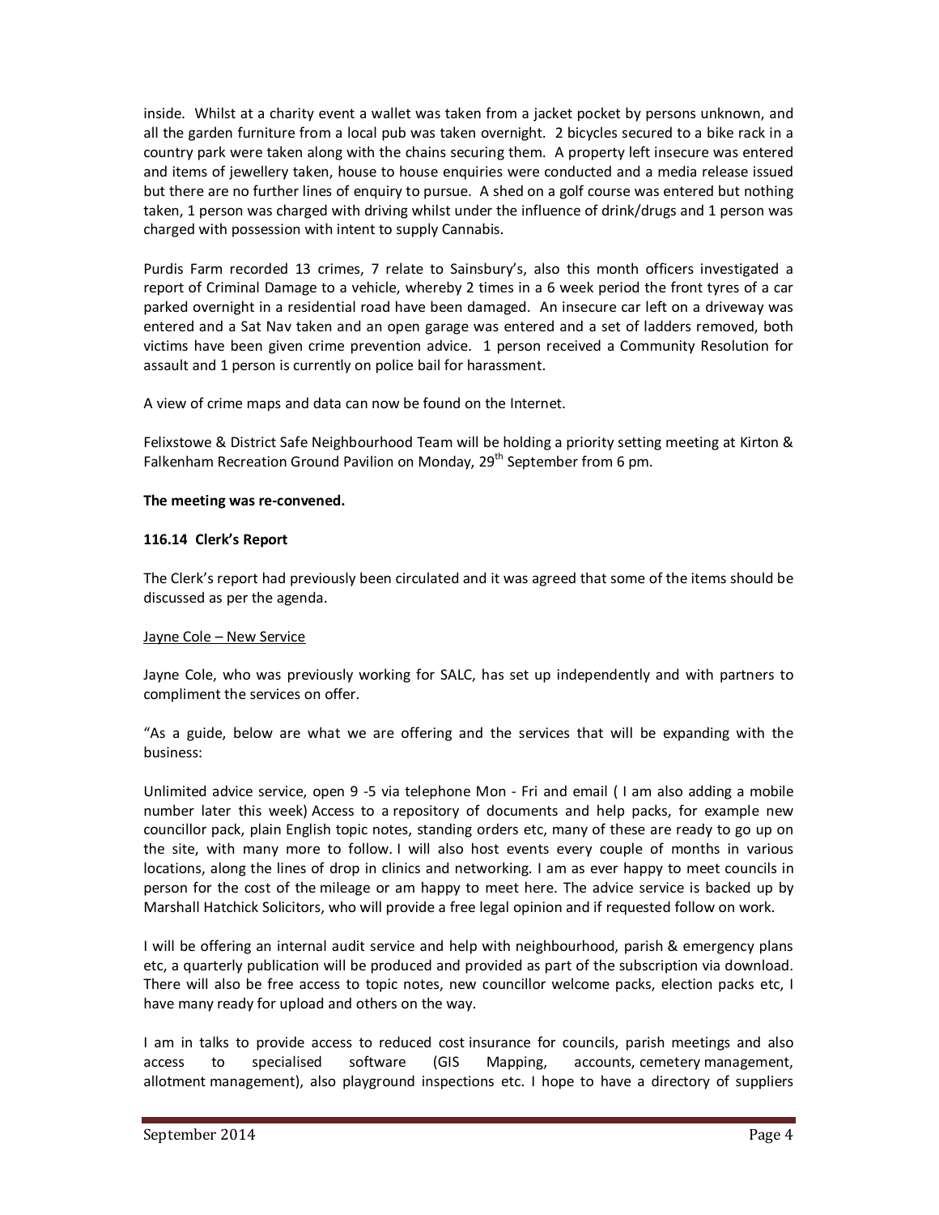inside. Whilst at a charity event a wallet was taken from a jacket pocket by persons unknown, and all the garden furniture from a local pub was taken overnight. 2 bicycles secured to a bike rack in a country park were taken along with the chains securing them. A property left insecure was entered and items of jewellery taken, house to house enquiries were conducted and a media release issued but there are no further lines of enquiry to pursue. A shed on a golf course was entered but nothing taken, 1 person was charged with driving whilst under the influence of drink/drugs and 1 person was charged with possession with intent to supply Cannabis.

Purdis Farm recorded 13 crimes, 7 relate to Sainsbury's, also this month officers investigated a report of Criminal Damage to a vehicle, whereby 2 times in a 6 week period the front tyres of a car parked overnight in a residential road have been damaged. An insecure car left on a driveway was entered and a Sat Nav taken and an open garage was entered and a set of ladders removed, both victims have been given crime prevention advice. 1 person received a Community Resolution for assault and 1 person is currently on police bail for harassment.

A view of crime maps and data can now be found on the Internet.

Felixstowe & District Safe Neighbourhood Team will be holding a priority setting meeting at Kirton & Falkenham Recreation Ground Pavilion on Monday, 29th September from 6 pm.

**The meeting was re-convened.**

**116.14 Clerk's Report**

The Clerk's report had previously been circulated and it was agreed that some of the items should be discussed as per the agenda.

Jayne Cole – New Service

Jayne Cole, who was previously working for SALC, has set up independently and with partners to compliment the services on offer.

"As a guide, below are what we are offering and the services that will be expanding with the business:

Unlimited advice service, open 9 -5 via telephone Mon - Fri and email ( I am also adding a mobile number later this week) Access to a repository of documents and help packs, for example new councillor pack, plain English topic notes, standing orders etc, many of these are ready to go up on the site, with many more to follow. I will also host events every couple of months in various locations, along the lines of drop in clinics and networking. I am as ever happy to meet councils in person for the cost of the mileage or am happy to meet here. The advice service is backed up by Marshall Hatchick Solicitors, who will provide a free legal opinion and if requested follow on work.

I will be offering an internal audit service and help with neighbourhood, parish & emergency plans etc, a quarterly publication will be produced and provided as part of the subscription via download. There will also be free access to topic notes, new councillor welcome packs, election packs etc, I have many ready for upload and others on the way.

I am in talks to provide access to reduced cost insurance for councils, parish meetings and also access to specialised software (GIS Mapping, accounts, cemetery management, allotment management), also playground inspections etc. I hope to have a directory of suppliers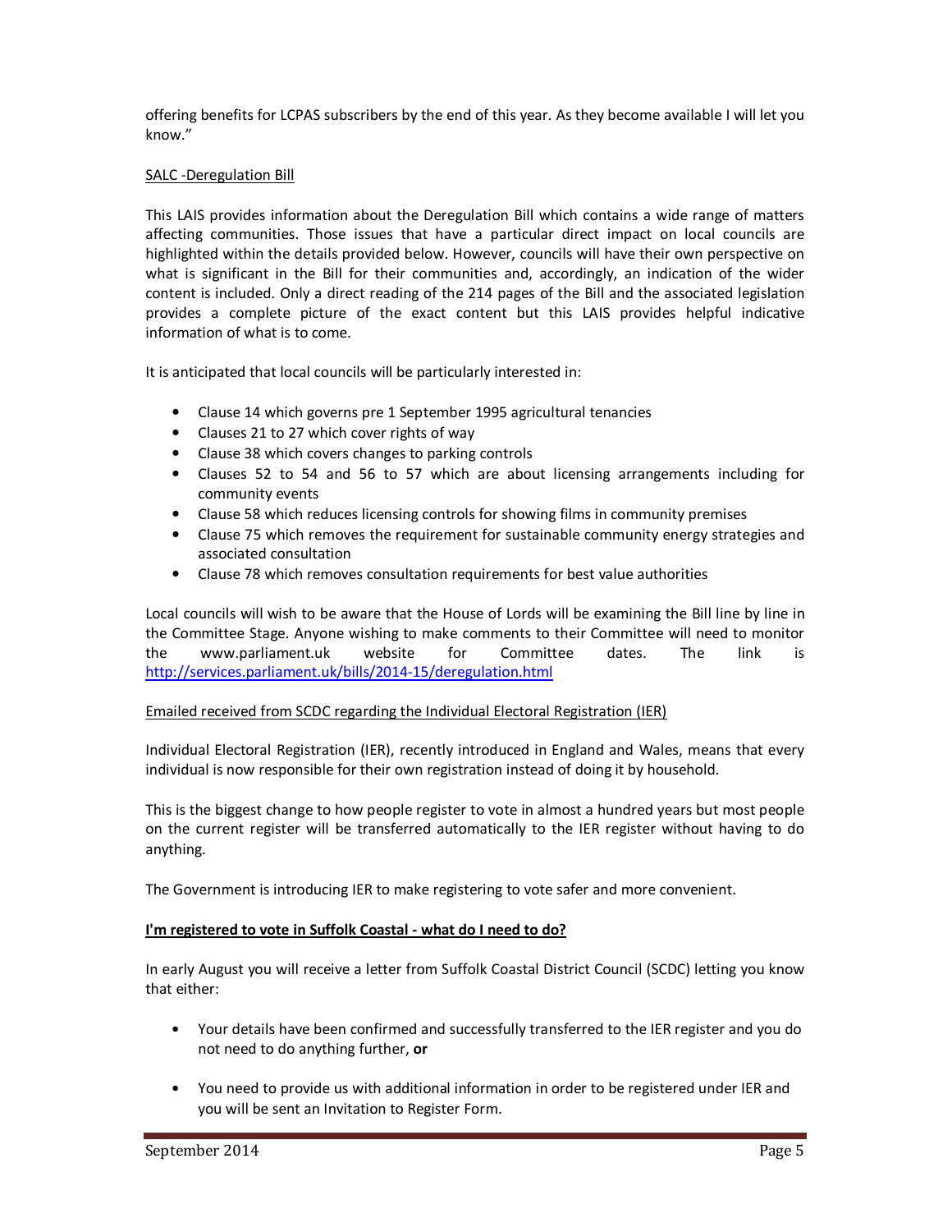offering benefits for LCPAS subscribers by the end of this year. As they become available I will let you know."

SALC -Deregulation Bill

This LAIS provides information about the Deregulation Bill which contains a wide range of matters affecting communities. Those issues that have a particular direct impact on local councils are highlighted within the details provided below. However, councils will have their own perspective on what is significant in the Bill for their communities and, accordingly, an indication of the wider content is included. Only a direct reading of the 214 pages of the Bill and the associated legislation provides a complete picture of the exact content but this LAIS provides helpful indicative information of what is to come.

It is anticipated that local councils will be particularly interested in:

- Clause 14 which governs pre 1 September 1995 agricultural tenancies
- Clauses 21 to 27 which cover rights of way
- Clause 38 which covers changes to parking controls
- Clauses 52 to 54 and 56 to 57 which are about licensing arrangements including for community events
- Clause 58 which reduces licensing controls for showing films in community premises
- Clause 75 which removes the requirement for sustainable community energy strategies and associated consultation
- Clause 78 which removes consultation requirements for best value authorities

Local councils will wish to be aware that the House of Lords will be examining the Bill line by line in the Committee Stage. Anyone wishing to make comments to their Committee will need to monitor the www.parliament.uk website for Committee dates. The link is http://services.parliament.uk/bills/2014-15/deregulation.html

Emailed received from SCDC regarding the Individual Electoral Registration (IER)

Individual Electoral Registration (IER), recently introduced in England and Wales, means that every individual is now responsible for their own registration instead of doing it by household.

This is the biggest change to how people register to vote in almost a hundred years but most people on the current register will be transferred automatically to the IER register without having to do anything.

The Government is introducing IER to make registering to vote safer and more convenient.

**I'm registered to vote in Suffolk Coastal - what do I need to do?**

In early August you will receive a letter from Suffolk Coastal District Council (SCDC) letting you know that either:

- Your details have been confirmed and successfully transferred to the IER register and you do not need to do anything further, **or**

- You need to provide us with additional information in order to be registered under IER and you will be sent an Invitation to Register Form.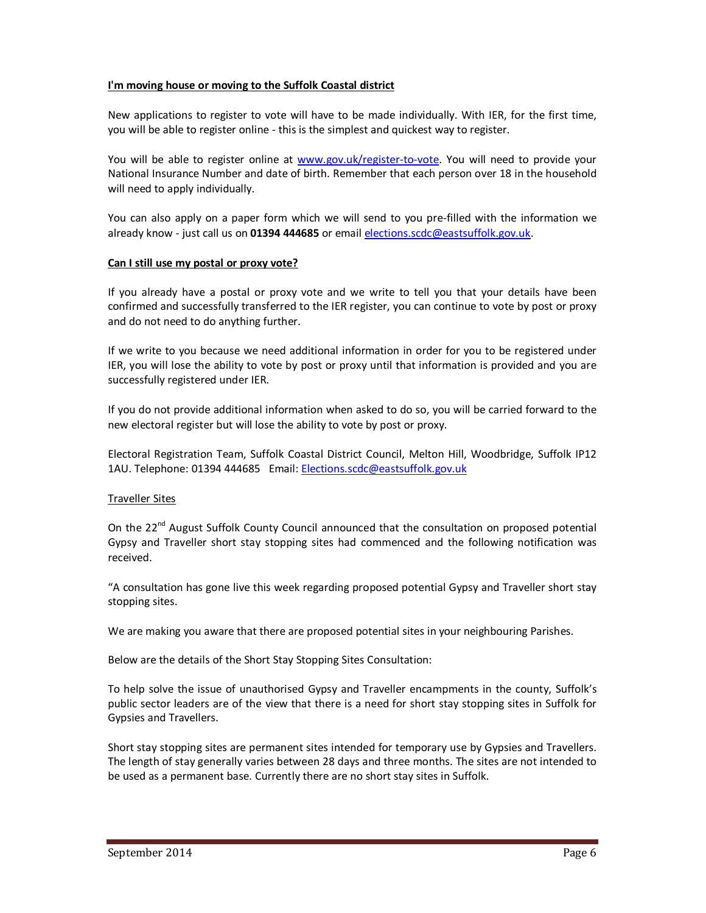**I'm moving house or moving to the Suffolk Coastal district**

New applications to register to vote will have to be made individually. With IER, for the first time, you will be able to register online - this is the simplest and quickest way to register.

You will be able to register online at www.gov.uk/register-to-vote. You will need to provide your National Insurance Number and date of birth. Remember that each person over 18 in the household will need to apply individually.

You can also apply on a paper form which we will send to you pre-filled with the information we already know - just call us on **01394 444685** or email elections.scdc@eastsuffolk.gov.uk.

**Can I still use my postal or proxy vote?**

If you already have a postal or proxy vote and we write to tell you that your details have been confirmed and successfully transferred to the IER register, you can continue to vote by post or proxy and do not need to do anything further.

If we write to you because we need additional information in order for you to be registered under IER, you will lose the ability to vote by post or proxy until that information is provided and you are successfully registered under IER.

If you do not provide additional information when asked to do so, you will be carried forward to the new electoral register but will lose the ability to vote by post or proxy.

Electoral Registration Team, Suffolk Coastal District Council, Melton Hill, Woodbridge, Suffolk IP12 1AU. Telephone: 01394 444685 Email: Elections.scdc@eastsuffolk.gov.uk

Traveller Sites

On the 22nd August Suffolk County Council announced that the consultation on proposed potential Gypsy and Traveller short stay stopping sites had commenced and the following notification was received.

"A consultation has gone live this week regarding proposed potential Gypsy and Traveller short stay stopping sites.

We are making you aware that there are proposed potential sites in your neighbouring Parishes.

Below are the details of the Short Stay Stopping Sites Consultation:

To help solve the issue of unauthorised Gypsy and Traveller encampments in the county, Suffolk's public sector leaders are of the view that there is a need for short stay stopping sites in Suffolk for Gypsies and Travellers.

Short stay stopping sites are permanent sites intended for temporary use by Gypsies and Travellers. The length of stay generally varies between 28 days and three months. The sites are not intended to be used as a permanent base. Currently there are no short stay sites in Suffolk.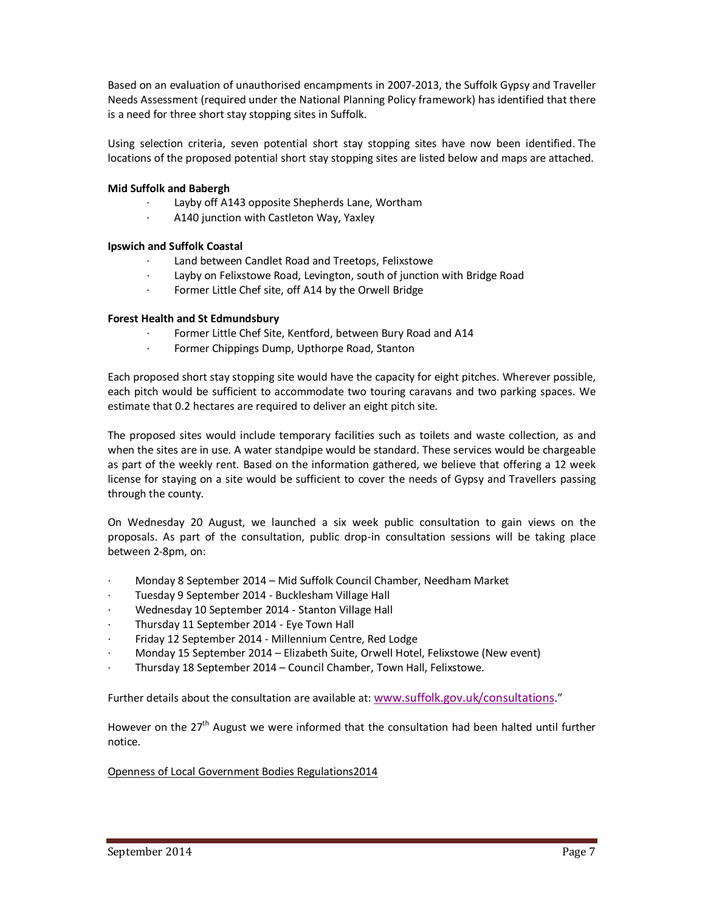Based on an evaluation of unauthorised encampments in 2007-2013, the Suffolk Gypsy and Traveller Needs Assessment (required under the National Planning Policy framework) has identified that there is a need for three short stay stopping sites in Suffolk.

Using selection criteria, seven potential short stay stopping sites have now been identified. The locations of the proposed potential short stay stopping sites are listed below and maps are attached.

**Mid Suffolk and Babergh**

- Layby off A143 opposite Shepherds Lane, Wortham
- A140 junction with Castleton Way, Yaxley

**Ipswich and Suffolk Coastal**

- Land between Candlet Road and Treetops, Felixstowe
- Layby on Felixstowe Road, Levington, south of junction with Bridge Road
- Former Little Chef site, off A14 by the Orwell Bridge

**Forest Health and St Edmundsbury**

- Former Little Chef Site, Kentford, between Bury Road and A14
- Former Chippings Dump, Upthorpe Road, Stanton

Each proposed short stay stopping site would have the capacity for eight pitches. Wherever possible, each pitch would be sufficient to accommodate two touring caravans and two parking spaces. We estimate that 0.2 hectares are required to deliver an eight pitch site.

The proposed sites would include temporary facilities such as toilets and waste collection, as and when the sites are in use. A water standpipe would be standard. These services would be chargeable as part of the weekly rent. Based on the information gathered, we believe that offering a 12 week license for staying on a site would be sufficient to cover the needs of Gypsy and Travellers passing through the county.

On Wednesday 20 August, we launched a six week public consultation to gain views on the proposals. As part of the consultation, public drop-in consultation sessions will be taking place between 2-8pm, on:

- Monday 8 September 2014 – Mid Suffolk Council Chamber, Needham Market
- Tuesday 9 September 2014 - Bucklesham Village Hall
- Wednesday 10 September 2014 - Stanton Village Hall
- Thursday 11 September 2014 - Eye Town Hall
- Friday 12 September 2014 - Millennium Centre, Red Lodge
- Monday 15 September 2014 – Elizabeth Suite, Orwell Hotel, Felixstowe (New event)
- Thursday 18 September 2014 – Council Chamber, Town Hall, Felixstowe.

Further details about the consultation are available at: www.suffolk.gov.uk/consultations."

However on the 27th August we were informed that the consultation had been halted until further notice.

Openness of Local Government Bodies Regulations2014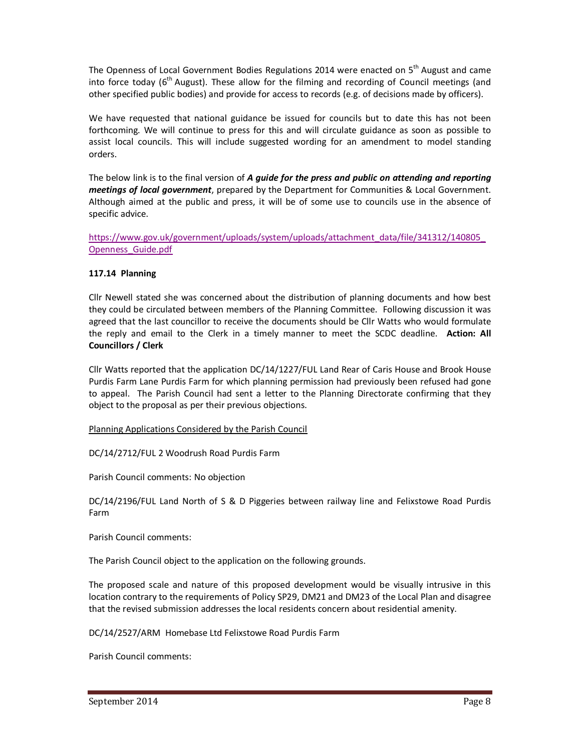The Openness of Local Government Bodies Regulations 2014 were enacted on 5th August and came into force today (6th August). These allow for the filming and recording of Council meetings (and other specified public bodies) and provide for access to records (e.g. of decisions made by officers).

We have requested that national guidance be issued for councils but to date this has not been forthcoming. We will continue to press for this and will circulate guidance as soon as possible to assist local councils. This will include suggested wording for an amendment to model standing orders.

The below link is to the final version of ***A guide for the press and public on attending and reporting meetings of local government***, prepared by the Department for Communities & Local Government. Although aimed at the public and press, it will be of some use to councils use in the absence of specific advice.

https://www.gov.uk/government/uploads/system/uploads/attachment_data/file/341312/140805_Openness_Guide.pdf

**117.14 Planning**

Cllr Newell stated she was concerned about the distribution of planning documents and how best they could be circulated between members of the Planning Committee. Following discussion it was agreed that the last councillor to receive the documents should be Cllr Watts who would formulate the reply and email to the Clerk in a timely manner to meet the SCDC deadline. **Action: All Councillors / Clerk**

Cllr Watts reported that the application DC/14/1227/FUL Land Rear of Caris House and Brook House Purdis Farm Lane Purdis Farm for which planning permission had previously been refused had gone to appeal. The Parish Council had sent a letter to the Planning Directorate confirming that they object to the proposal as per their previous objections.

Planning Applications Considered by the Parish Council

DC/14/2712/FUL 2 Woodrush Road Purdis Farm

Parish Council comments: No objection

DC/14/2196/FUL Land North of S & D Piggeries between railway line and Felixstowe Road Purdis Farm

Parish Council comments:

The Parish Council object to the application on the following grounds.

The proposed scale and nature of this proposed development would be visually intrusive in this location contrary to the requirements of Policy SP29, DM21 and DM23 of the Local Plan and disagree that the revised submission addresses the local residents concern about residential amenity.

DC/14/2527/ARM Homebase Ltd Felixstowe Road Purdis Farm

Parish Council comments: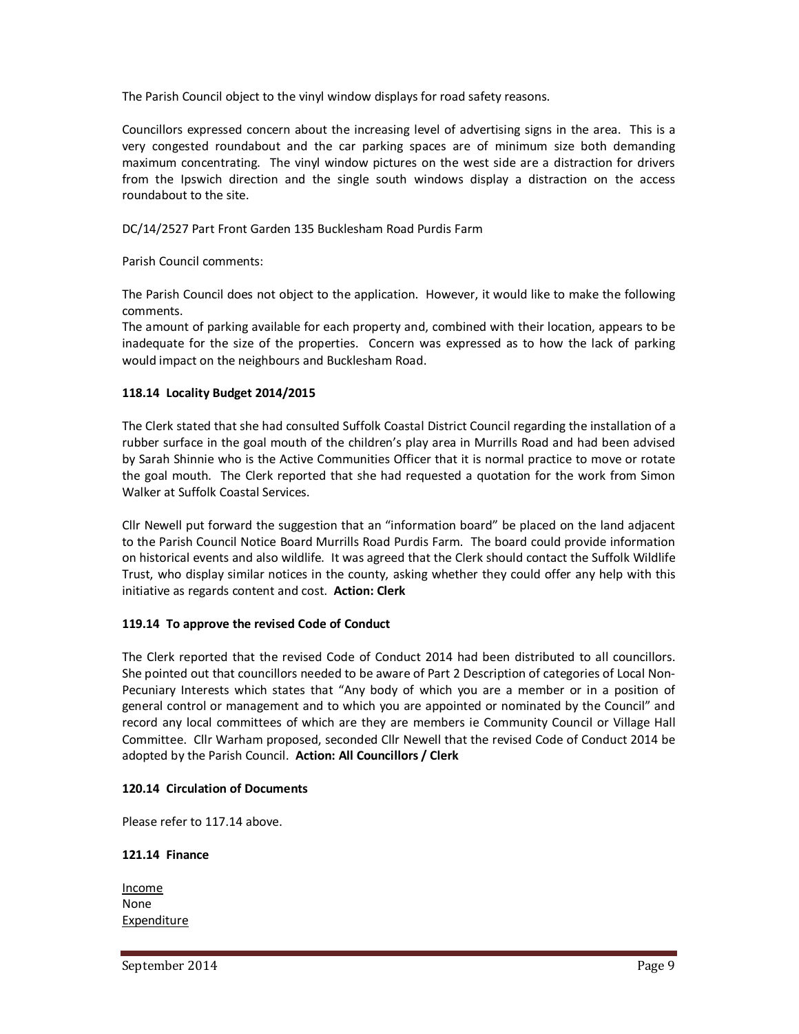The Parish Council object to the vinyl window displays for road safety reasons.

Councillors expressed concern about the increasing level of advertising signs in the area. This is a very congested roundabout and the car parking spaces are of minimum size both demanding maximum concentrating. The vinyl window pictures on the west side are a distraction for drivers from the Ipswich direction and the single south windows display a distraction on the access roundabout to the site.

DC/14/2527 Part Front Garden 135 Bucklesham Road Purdis Farm

Parish Council comments:

The Parish Council does not object to the application. However, it would like to make the following comments.
The amount of parking available for each property and, combined with their location, appears to be inadequate for the size of the properties. Concern was expressed as to how the lack of parking would impact on the neighbours and Bucklesham Road.

**118.14 Locality Budget 2014/2015**

The Clerk stated that she had consulted Suffolk Coastal District Council regarding the installation of a rubber surface in the goal mouth of the children's play area in Murrills Road and had been advised by Sarah Shinnie who is the Active Communities Officer that it is normal practice to move or rotate the goal mouth. The Clerk reported that she had requested a quotation for the work from Simon Walker at Suffolk Coastal Services.

Cllr Newell put forward the suggestion that an "information board" be placed on the land adjacent to the Parish Council Notice Board Murrills Road Purdis Farm. The board could provide information on historical events and also wildlife. It was agreed that the Clerk should contact the Suffolk Wildlife Trust, who display similar notices in the county, asking whether they could offer any help with this initiative as regards content and cost. **Action: Clerk**

**119.14 To approve the revised Code of Conduct**

The Clerk reported that the revised Code of Conduct 2014 had been distributed to all councillors. She pointed out that councillors needed to be aware of Part 2 Description of categories of Local Non-Pecuniary Interests which states that "Any body of which you are a member or in a position of general control or management and to which you are appointed or nominated by the Council" and record any local committees of which are they are members ie Community Council or Village Hall Committee. Cllr Warham proposed, seconded Cllr Newell that the revised Code of Conduct 2014 be adopted by the Parish Council. **Action: All Councillors / Clerk**

**120.14 Circulation of Documents**

Please refer to 117.14 above.

**121.14 Finance**

<u>Income</u>
None
<u>Expenditure</u>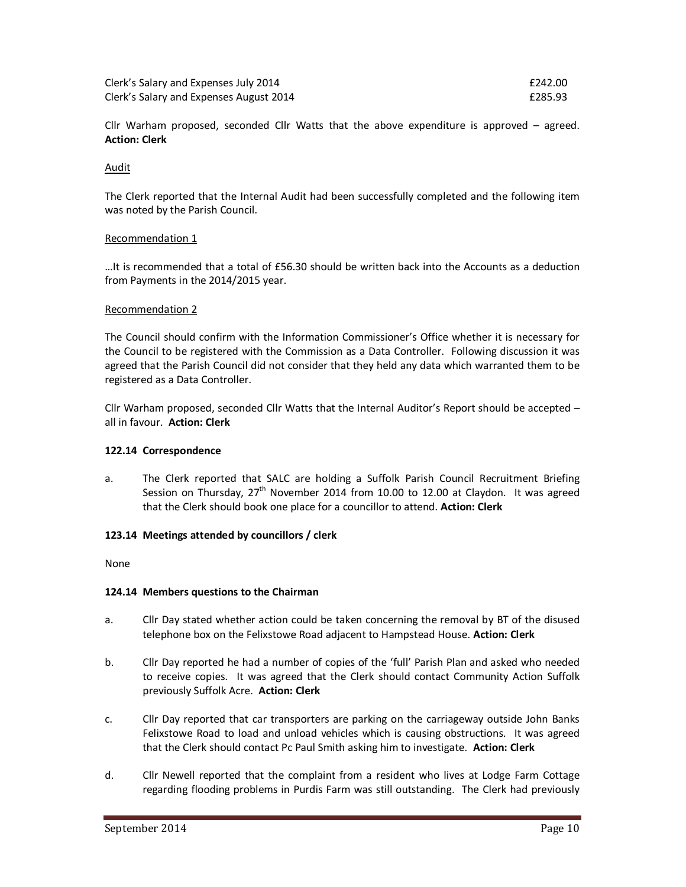| | |
|---|---|
| Clerk's Salary and Expenses July 2014 | £242.00 |
| Clerk's Salary and Expenses August 2014 | £285.93 |

Cllr Warham proposed, seconded Cllr Watts that the above expenditure is approved – agreed. **Action: Clerk**

Audit

The Clerk reported that the Internal Audit had been successfully completed and the following item was noted by the Parish Council.

Recommendation 1

…It is recommended that a total of £56.30 should be written back into the Accounts as a deduction from Payments in the 2014/2015 year.

Recommendation 2

The Council should confirm with the Information Commissioner's Office whether it is necessary for the Council to be registered with the Commission as a Data Controller. Following discussion it was agreed that the Parish Council did not consider that they held any data which warranted them to be registered as a Data Controller.

Cllr Warham proposed, seconded Cllr Watts that the Internal Auditor's Report should be accepted – all in favour. **Action: Clerk**

**122.14 Correspondence**

a. The Clerk reported that SALC are holding a Suffolk Parish Council Recruitment Briefing Session on Thursday, 27th November 2014 from 10.00 to 12.00 at Claydon. It was agreed that the Clerk should book one place for a councillor to attend. **Action: Clerk**

**123.14 Meetings attended by councillors / clerk**

None

**124.14 Members questions to the Chairman**

a. Cllr Day stated whether action could be taken concerning the removal by BT of the disused telephone box on the Felixstowe Road adjacent to Hampstead House. **Action: Clerk**

b. Cllr Day reported he had a number of copies of the 'full' Parish Plan and asked who needed to receive copies. It was agreed that the Clerk should contact Community Action Suffolk previously Suffolk Acre. **Action: Clerk**

c. Cllr Day reported that car transporters are parking on the carriageway outside John Banks Felixstowe Road to load and unload vehicles which is causing obstructions. It was agreed that the Clerk should contact Pc Paul Smith asking him to investigate. **Action: Clerk**

d. Cllr Newell reported that the complaint from a resident who lives at Lodge Farm Cottage regarding flooding problems in Purdis Farm was still outstanding. The Clerk had previously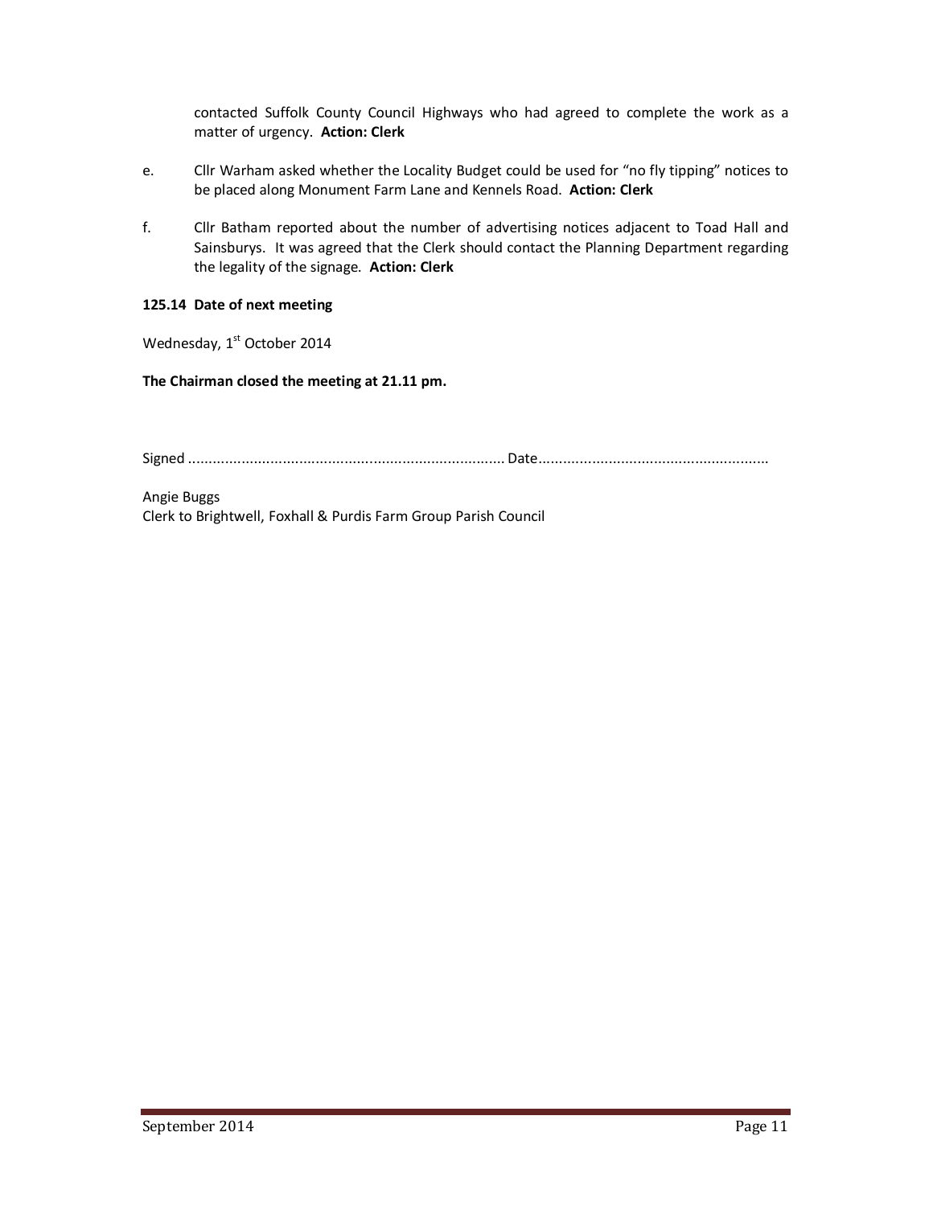contacted Suffolk County Council Highways who had agreed to complete the work as a matter of urgency. **Action: Clerk**

e. Cllr Warham asked whether the Locality Budget could be used for "no fly tipping" notices to be placed along Monument Farm Lane and Kennels Road. **Action: Clerk**

f. Cllr Batham reported about the number of advertising notices adjacent to Toad Hall and Sainsburys. It was agreed that the Clerk should contact the Planning Department regarding the legality of the signage. **Action: Clerk**

**125.14 Date of next meeting**

Wednesday, 1st October 2014

**The Chairman closed the meeting at 21.11 pm.**

Signed ............................................................................ Date.......................................................

Angie Buggs
Clerk to Brightwell, Foxhall & Purdis Farm Group Parish Council